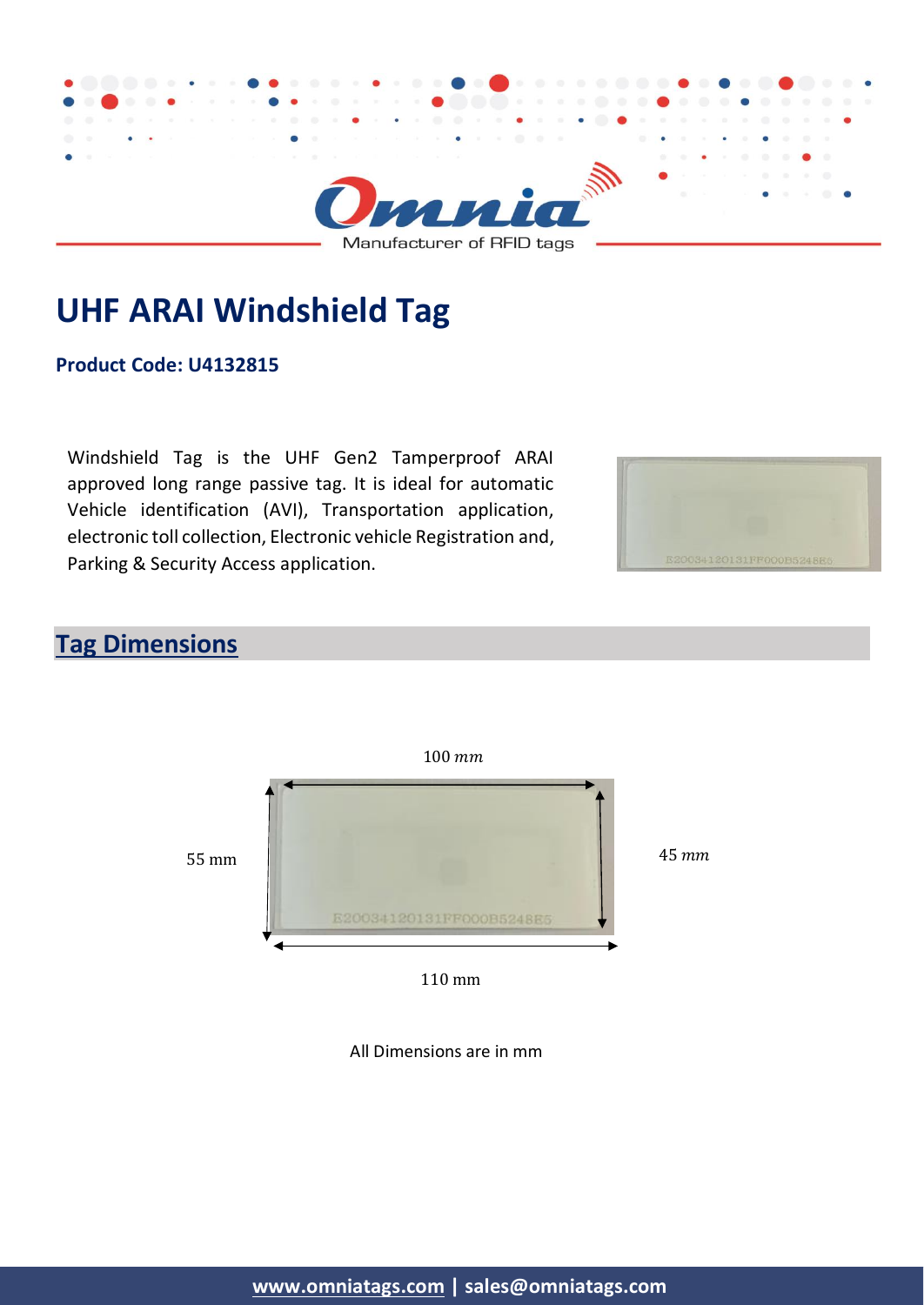Omnia

Manufacturer of RFID tags

# UHF ARAI Windshield Tag

**Product Code: U4132815**

Windshield Tag is the UHF Gen2 Tamperproof ARAI approved long range passive tag. It is ideal for automatic Vehicle identification (AVI), Transportation application, electronic toll collection, Electronic vehicle Registration and, Parking & Security Access application.

## Tag Dimensions

100 mm

55 mm

45 mm

110 mm

All Dimensions are in mm

www.omniatags.com | sales@omniatags.com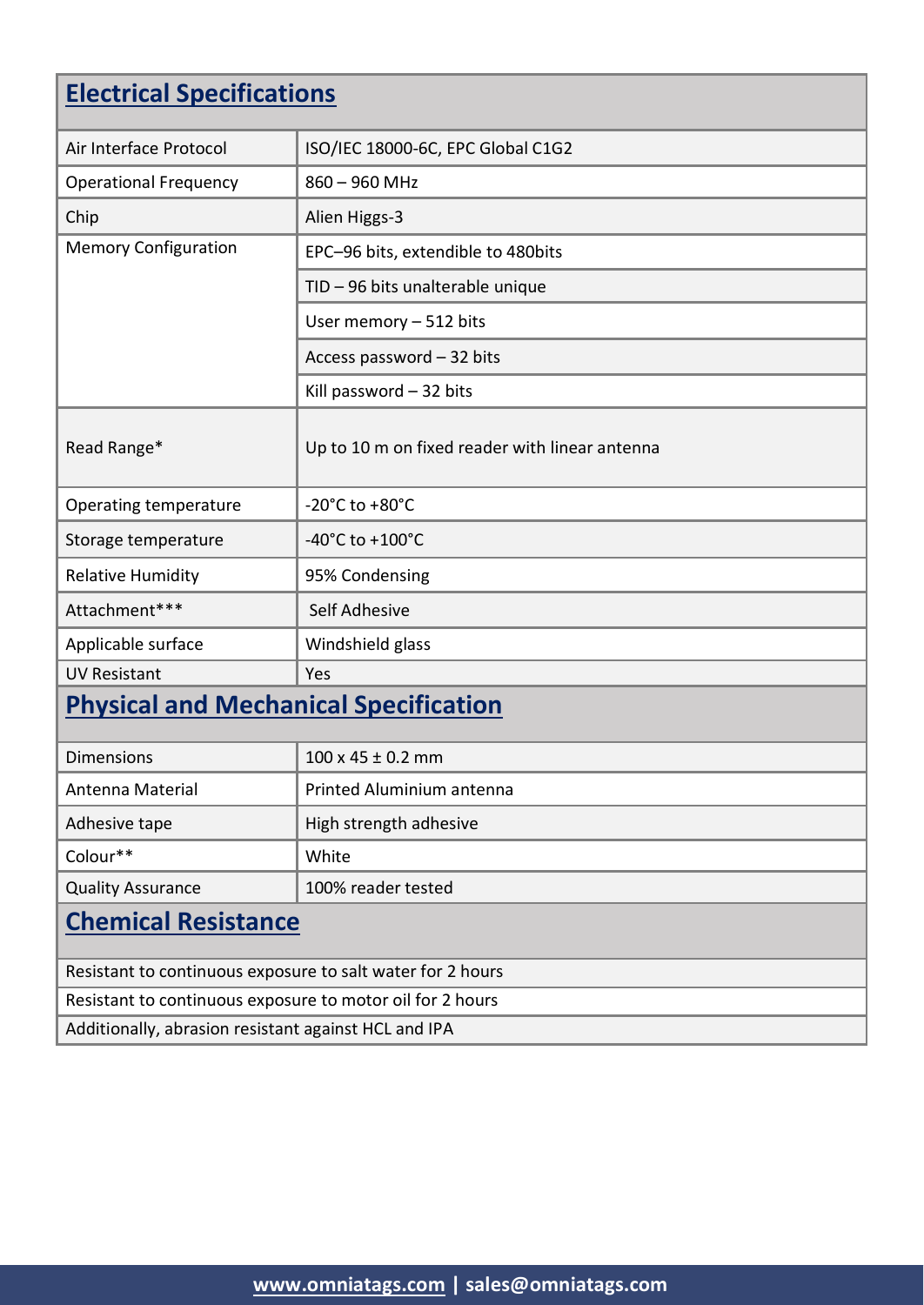## Electrical Specifications

| | |
|---|---|
| Air Interface Protocol | ISO/IEC 18000-6C, EPC Global C1G2 |
| Operational Frequency | 860 – 960 MHz |
| Chip | Alien Higgs-3 |
| Memory Configuration | EPC–96 bits, extendible to 480bits |
| | TID – 96 bits unalterable unique |
| | User memory – 512 bits |
| | Access password – 32 bits |
| | Kill password – 32 bits |
| Read Range* | Up to 10 m on fixed reader with linear antenna |
| Operating temperature | -20°C to +80°C |
| Storage temperature | -40°C to +100°C |
| Relative Humidity | 95% Condensing |
| Attachment*** | Self Adhesive |
| Applicable surface | Windshield glass |
| UV Resistant | Yes |

## Physical and Mechanical Specification

| | |
|---|---|
| Dimensions | 100 x 45 ± 0.2 mm |
| Antenna Material | Printed Aluminium antenna |
| Adhesive tape | High strength adhesive |
| Colour** | White |
| Quality Assurance | 100% reader tested |

## Chemical Resistance

- Resistant to continuous exposure to salt water for 2 hours
- Resistant to continuous exposure to motor oil for 2 hours
- Additionally, abrasion resistant against HCL and IPA

www.omniatags.com | sales@omniatags.com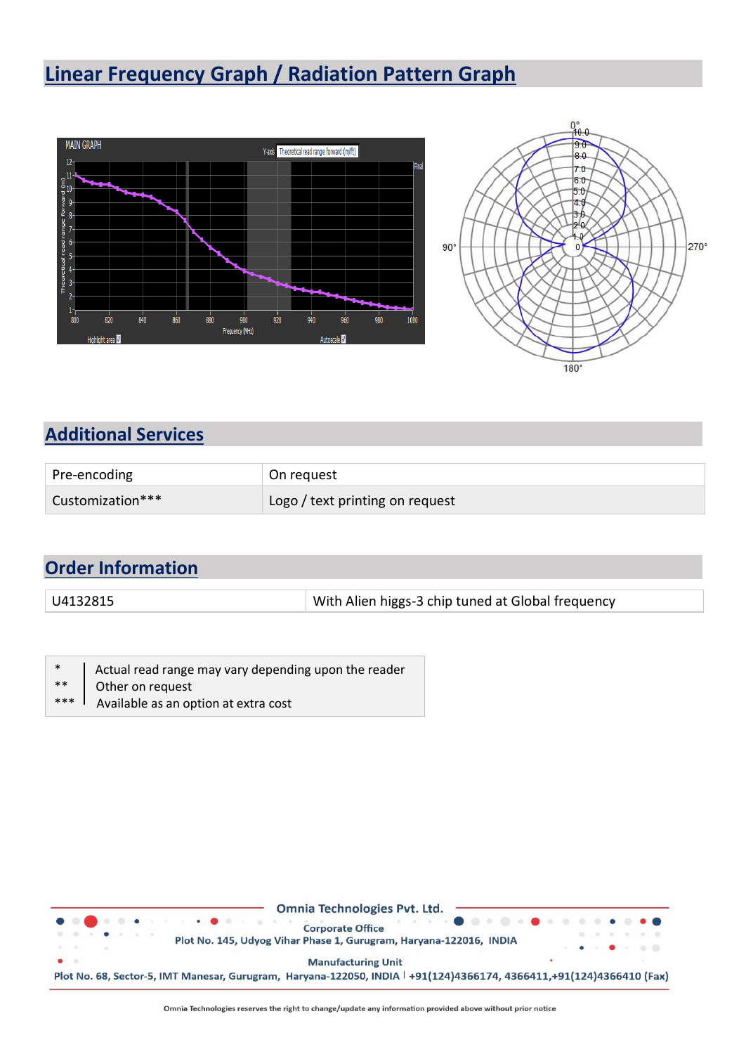## Linear Frequency Graph / Radiation Pattern Graph

MAIN GRAPH

Y-axis Theoretical read range forward (m/ft)

Final

Theoretical read range forward (m)

12
11
10
9
8
7
6
5
4
3
2
1

800 820 840 860 880 900 920 940 960 980 1000

Frequency (MHz)

Highlight area

Autoscale

0°

10.0
9.0
8.0
7.0
6.0
5.0
4.0
3.0
2.0
1.0
0

90°

270°

180°

## Additional Services

| | |
|---|---|
| Pre-encoding | On request |
| Customization*** | Logo / text printing on request |

## Order Information

| | |
|---|---|
| U4132815 | With Alien higgs-3 chip tuned at Global frequency |

| | |
|---|---|
| * | Actual read range may vary depending upon the reader |
| ** | Other on request |
| *** | Available as an option at extra cost |

**Omnia Technologies Pvt. Ltd.**

**Corporate Office**
**Plot No. 145, Udyog Vihar Phase 1, Gurugram, Haryana-122016, INDIA**

**Manufacturing Unit**
**Plot No. 68, Sector-5, IMT Manesar, Gurugram, Haryana-122050, INDIA | +91(124)4366174, 4366411,+91(124)4366410 (Fax)**

Omnia Technologies reserves the right to change/update any information provided above without prior notice